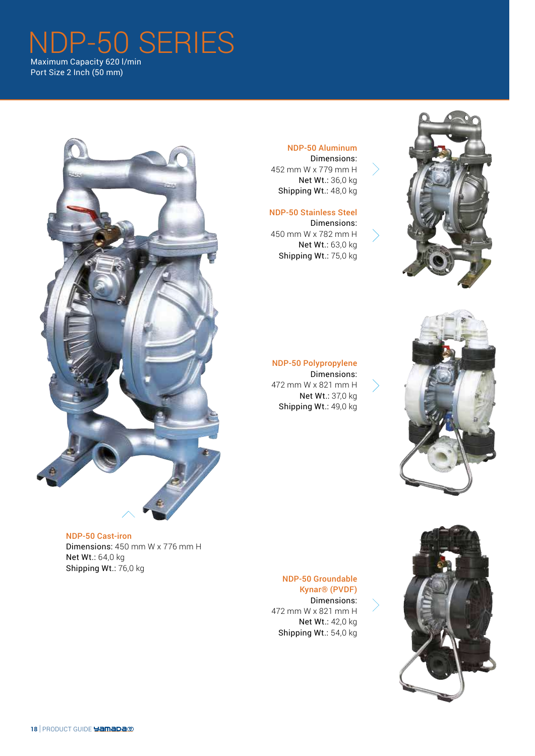# NDP-50 SERIES

Maximum Capacity 620 l/min
Port Size 2 Inch (50 mm)

**NDP-50 Aluminum**
Dimensions:
452 mm W x 779 mm H
Net Wt.: 36,0 kg
Shipping Wt.: 48,0 kg

**NDP-50 Stainless Steel**
Dimensions:
450 mm W x 782 mm H
Net Wt.: 63,0 kg
Shipping Wt.: 75,0 kg

**NDP-50 Polypropylene**
Dimensions:
472 mm W x 821 mm H
Net Wt.: 37,0 kg
Shipping Wt.: 49,0 kg

**NDP-50 Cast-iron**
Dimensions: 450 mm W x 776 mm H
Net Wt.: 64,0 kg
Shipping Wt.: 76,0 kg

**NDP-50 Groundable Kynar® (PVDF)**
Dimensions:
472 mm W x 821 mm H
Net Wt.: 42,0 kg
Shipping Wt.: 54,0 kg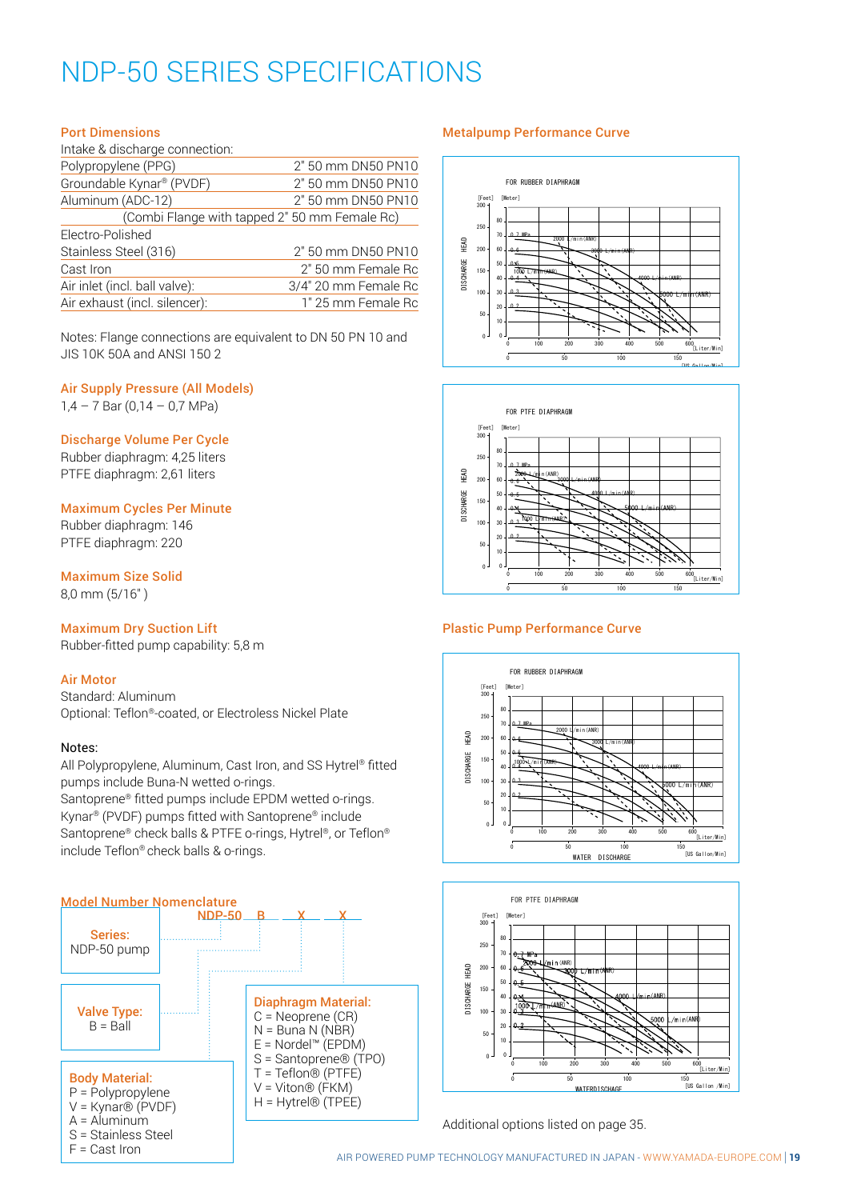# NDP-50 SERIES SPECIFICATIONS

## Port Dimensions

Intake & discharge connection:

| | |
|---|---|
| Polypropylene (PPG) | 2" 50 mm DN50 PN10 |
| Groundable Kynar® (PVDF) | 2" 50 mm DN50 PN10 |
| Aluminum (ADC-12) | 2" 50 mm DN50 PN10 |
| (Combi Flange with tapped 2" 50 mm Female Rc) | |
| Electro-Polished | |
| Stainless Steel (316) | 2" 50 mm DN50 PN10 |
| Cast Iron | 2" 50 mm Female Rc |
| Air inlet (incl. ball valve): | 3/4" 20 mm Female Rc |
| Air exhaust (incl. silencer): | 1" 25 mm Female Rc |

Notes: Flange connections are equivalent to DN 50 PN 10 and JIS 10K 50A and ANSI 150 2

## Air Supply Pressure (All Models)

1,4 – 7 Bar (0,14 – 0,7 MPa)

## Discharge Volume Per Cycle

Rubber diaphragm: 4,25 liters
PTFE diaphragm: 2,61 liters

## Maximum Cycles Per Minute

Rubber diaphragm: 146
PTFE diaphragm: 220

## Maximum Size Solid

8,0 mm (5/16" )

## Maximum Dry Suction Lift

Rubber-fitted pump capability: 5,8 m

## Air Motor

Standard: Aluminum
Optional: Teflon®-coated, or Electroless Nickel Plate

## Notes:

All Polypropylene, Aluminum, Cast Iron, and SS Hytrel® fitted pumps include Buna-N wetted o-rings.
Santoprene® fitted pumps include EPDM wetted o-rings.
Kynar® (PVDF) pumps fitted with Santoprene® include Santoprene® check balls & PTFE o-rings, Hytrel®, or Teflon® include Teflon® check balls & o-rings.

## Model Number Nomenclature

NDP-50 B X X

**Series:**
NDP-50 pump

**Valve Type:**
B = Ball

**Body Material:**
P = Polypropylene
V = Kynar® (PVDF)
A = Aluminum
S = Stainless Steel
F = Cast Iron

**Diaphragm Material:**
C = Neoprene (CR)
N = Buna N (NBR)
E = Nordel™ (EPDM)
S = Santoprene® (TPO)
T = Teflon® (PTFE)
V = Viton® (FKM)
H = Hytrel® (TPEE)

## Metalpump Performance Curve

FOR RUBBER DIAPHRAGM
[Feet] [Meter]
DISCHARGE HEAD
0.7 MPa
0.6
0.5
0.4
0.3
0.2
1000 L/min(ANR)
2000 L/min(ANR)
3000 L/min(ANR)
4000 L/min(ANR)
5000 L/min(ANR)
[Liter/Min]
[US Gallon/Min]

FOR PTFE DIAPHRAGM
[Feet] [Meter]
DISCHARGE HEAD
0.7 MPa
0.6
0.5
0.4
0.3
0.2
1000 L/min(ANR)
2000 L/min(ANR)
3000 L/min(ANR)
4000 L/min(ANR)
5000 L/min(ANR)
[Liter/Min]

## Plastic Pump Performance Curve

FOR RUBBER DIAPHRAGM
[Feet] [Meter]
DISCHARGE HEAD
0.7 MPa
0.6
0.5
0.4
0.3
0.2
1000 L/min(ANR)
2000 L/min(ANR)
3000 L/min(ANR)
4000 L/min(ANR)
5000 L/min(ANR)
[Liter/Min]
[US Gallon/Min]
WATER DISCHARGE

FOR PTFE DIAPHRAGM
[Feet] [Meter]
DISCHARGE HEAD
0.7 MPa
0.6
0.5
0.4
0.3
0.2
1000 L/min(ANR)
2000 L/min(ANR)
3000 L/min(ANR)
4000 L/min(ANR)
5000 L/min(ANR)
[Liter/Min]
[US Gallon /Min]
WATERDISCHARGE

Additional options listed on page 35.